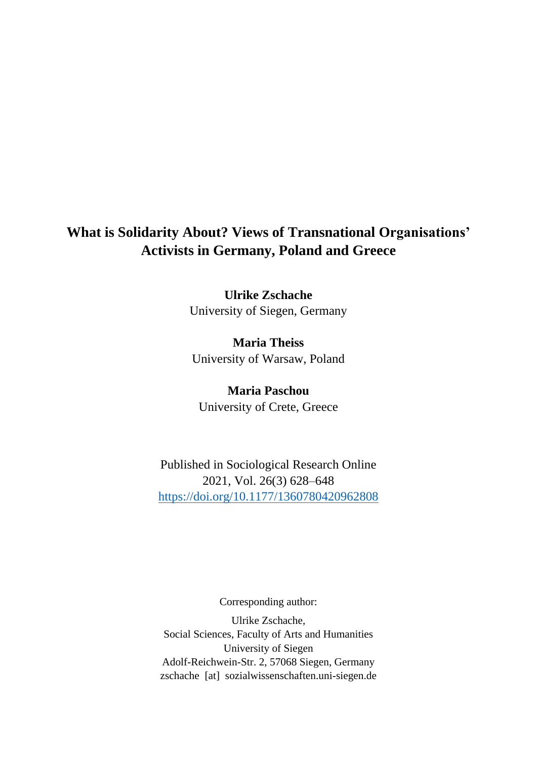# What is Solidarity About? Views of Transnational Organisations' Activists in Germany, Poland and Greece

**Ulrike Zschache**
University of Siegen, Germany

**Maria Theiss**
University of Warsaw, Poland

**Maria Paschou**
University of Crete, Greece

Published in Sociological Research Online
2021, Vol. 26(3) 628–648
https://doi.org/10.1177/1360780420962808

Corresponding author:

Ulrike Zschache,
Social Sciences, Faculty of Arts and Humanities
University of Siegen
Adolf-Reichwein-Str. 2, 57068 Siegen, Germany
zschache [at] sozialwissenschaften.uni-siegen.de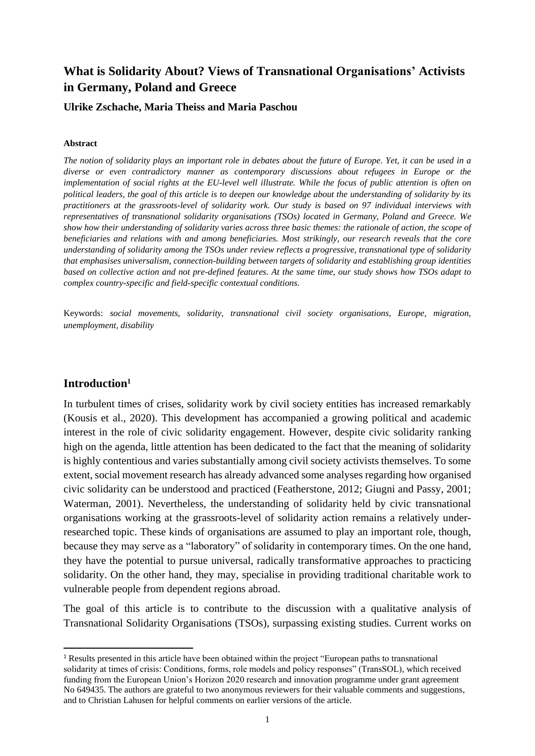# What is Solidarity About? Views of Transnational Organisations' Activists in Germany, Poland and Greece

**Ulrike Zschache, Maria Theiss and Maria Paschou**

#### Abstract

*The notion of solidarity plays an important role in debates about the future of Europe. Yet, it can be used in a diverse or even contradictory manner as contemporary discussions about refugees in Europe or the implementation of social rights at the EU-level well illustrate. While the focus of public attention is often on political leaders, the goal of this article is to deepen our knowledge about the understanding of solidarity by its practitioners at the grassroots-level of solidarity work. Our study is based on 97 individual interviews with representatives of transnational solidarity organisations (TSOs) located in Germany, Poland and Greece. We show how their understanding of solidarity varies across three basic themes: the rationale of action, the scope of beneficiaries and relations with and among beneficiaries. Most strikingly, our research reveals that the core understanding of solidarity among the TSOs under review reflects a progressive, transnational type of solidarity that emphasises universalism, connection-building between targets of solidarity and establishing group identities based on collective action and not pre-defined features. At the same time, our study shows how TSOs adapt to complex country-specific and field-specific contextual conditions.*

Keywords: *social movements, solidarity, transnational civil society organisations, Europe, migration, unemployment, disability*

## Introduction[1]

In turbulent times of crises, solidarity work by civil society entities has increased remarkably (Kousis et al., 2020). This development has accompanied a growing political and academic interest in the role of civic solidarity engagement. However, despite civic solidarity ranking high on the agenda, little attention has been dedicated to the fact that the meaning of solidarity is highly contentious and varies substantially among civil society activists themselves. To some extent, social movement research has already advanced some analyses regarding how organised civic solidarity can be understood and practiced (Featherstone, 2012; Giugni and Passy, 2001; Waterman, 2001). Nevertheless, the understanding of solidarity held by civic transnational organisations working at the grassroots-level of solidarity action remains a relatively under-researched topic. These kinds of organisations are assumed to play an important role, though, because they may serve as a "laboratory" of solidarity in contemporary times. On the one hand, they have the potential to pursue universal, radically transformative approaches to practicing solidarity. On the other hand, they may, specialise in providing traditional charitable work to vulnerable people from dependent regions abroad.

The goal of this article is to contribute to the discussion with a qualitative analysis of Transnational Solidarity Organisations (TSOs), surpassing existing studies. Current works on

[1] Results presented in this article have been obtained within the project "European paths to transnational solidarity at times of crisis: Conditions, forms, role models and policy responses" (TransSOL), which received funding from the European Union's Horizon 2020 research and innovation programme under grant agreement No 649435. The authors are grateful to two anonymous reviewers for their valuable comments and suggestions, and to Christian Lahusen for helpful comments on earlier versions of the article.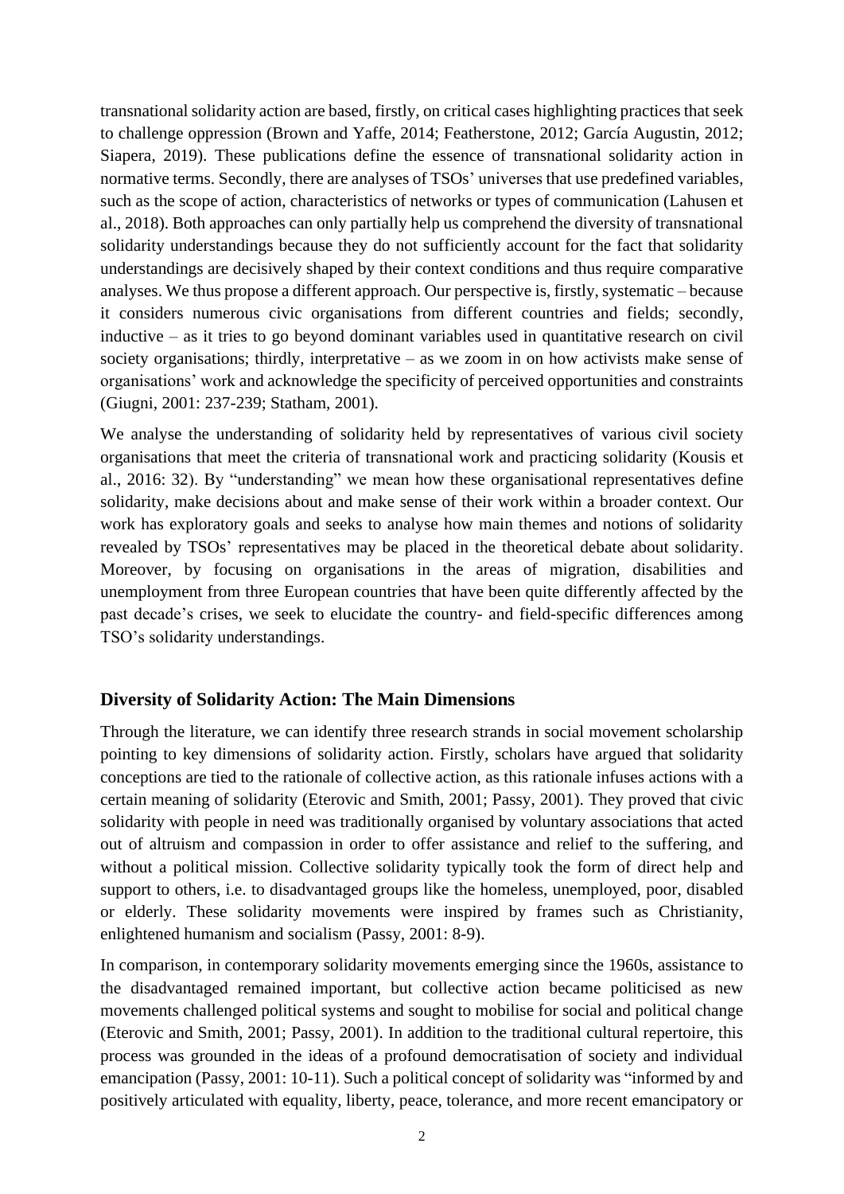transnational solidarity action are based, firstly, on critical cases highlighting practices that seek to challenge oppression (Brown and Yaffe, 2014; Featherstone, 2012; García Augustin, 2012; Siapera, 2019). These publications define the essence of transnational solidarity action in normative terms. Secondly, there are analyses of TSOs' universes that use predefined variables, such as the scope of action, characteristics of networks or types of communication (Lahusen et al., 2018). Both approaches can only partially help us comprehend the diversity of transnational solidarity understandings because they do not sufficiently account for the fact that solidarity understandings are decisively shaped by their context conditions and thus require comparative analyses. We thus propose a different approach. Our perspective is, firstly, systematic – because it considers numerous civic organisations from different countries and fields; secondly, inductive – as it tries to go beyond dominant variables used in quantitative research on civil society organisations; thirdly, interpretative – as we zoom in on how activists make sense of organisations' work and acknowledge the specificity of perceived opportunities and constraints (Giugni, 2001: 237-239; Statham, 2001).

We analyse the understanding of solidarity held by representatives of various civil society organisations that meet the criteria of transnational work and practicing solidarity (Kousis et al., 2016: 32). By "understanding" we mean how these organisational representatives define solidarity, make decisions about and make sense of their work within a broader context. Our work has exploratory goals and seeks to analyse how main themes and notions of solidarity revealed by TSOs' representatives may be placed in the theoretical debate about solidarity. Moreover, by focusing on organisations in the areas of migration, disabilities and unemployment from three European countries that have been quite differently affected by the past decade's crises, we seek to elucidate the country- and field-specific differences among TSO's solidarity understandings.

## Diversity of Solidarity Action: The Main Dimensions

Through the literature, we can identify three research strands in social movement scholarship pointing to key dimensions of solidarity action. Firstly, scholars have argued that solidarity conceptions are tied to the rationale of collective action, as this rationale infuses actions with a certain meaning of solidarity (Eterovic and Smith, 2001; Passy, 2001). They proved that civic solidarity with people in need was traditionally organised by voluntary associations that acted out of altruism and compassion in order to offer assistance and relief to the suffering, and without a political mission. Collective solidarity typically took the form of direct help and support to others, i.e. to disadvantaged groups like the homeless, unemployed, poor, disabled or elderly. These solidarity movements were inspired by frames such as Christianity, enlightened humanism and socialism (Passy, 2001: 8-9).

In comparison, in contemporary solidarity movements emerging since the 1960s, assistance to the disadvantaged remained important, but collective action became politicised as new movements challenged political systems and sought to mobilise for social and political change (Eterovic and Smith, 2001; Passy, 2001). In addition to the traditional cultural repertoire, this process was grounded in the ideas of a profound democratisation of society and individual emancipation (Passy, 2001: 10-11). Such a political concept of solidarity was "informed by and positively articulated with equality, liberty, peace, tolerance, and more recent emancipatory or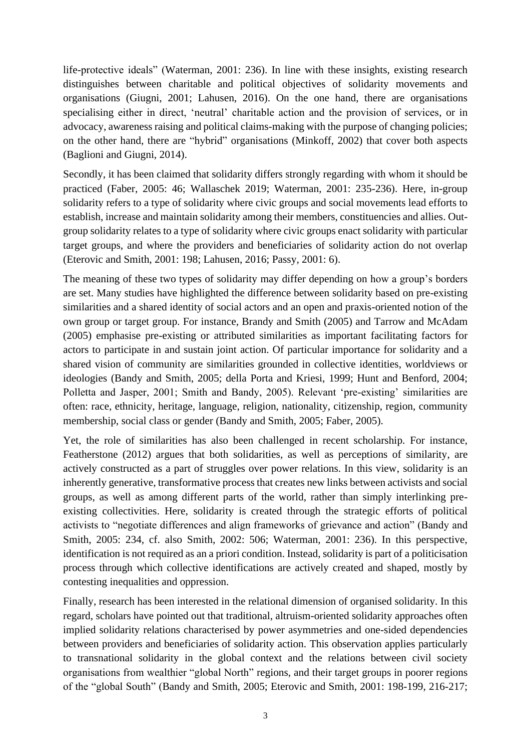life-protective ideals" (Waterman, 2001: 236). In line with these insights, existing research distinguishes between charitable and political objectives of solidarity movements and organisations (Giugni, 2001; Lahusen, 2016). On the one hand, there are organisations specialising either in direct, 'neutral' charitable action and the provision of services, or in advocacy, awareness raising and political claims-making with the purpose of changing policies; on the other hand, there are "hybrid" organisations (Minkoff, 2002) that cover both aspects (Baglioni and Giugni, 2014).

Secondly, it has been claimed that solidarity differs strongly regarding with whom it should be practiced (Faber, 2005: 46; Wallaschek 2019; Waterman, 2001: 235-236). Here, in-group solidarity refers to a type of solidarity where civic groups and social movements lead efforts to establish, increase and maintain solidarity among their members, constituencies and allies. Out-group solidarity relates to a type of solidarity where civic groups enact solidarity with particular target groups, and where the providers and beneficiaries of solidarity action do not overlap (Eterovic and Smith, 2001: 198; Lahusen, 2016; Passy, 2001: 6).

The meaning of these two types of solidarity may differ depending on how a group's borders are set. Many studies have highlighted the difference between solidarity based on pre-existing similarities and a shared identity of social actors and an open and praxis-oriented notion of the own group or target group. For instance, Brandy and Smith (2005) and Tarrow and McAdam (2005) emphasise pre-existing or attributed similarities as important facilitating factors for actors to participate in and sustain joint action. Of particular importance for solidarity and a shared vision of community are similarities grounded in collective identities, worldviews or ideologies (Bandy and Smith, 2005; della Porta and Kriesi, 1999; Hunt and Benford, 2004; Polletta and Jasper, 2001; Smith and Bandy, 2005). Relevant 'pre-existing' similarities are often: race, ethnicity, heritage, language, religion, nationality, citizenship, region, community membership, social class or gender (Bandy and Smith, 2005; Faber, 2005).

Yet, the role of similarities has also been challenged in recent scholarship. For instance, Featherstone (2012) argues that both solidarities, as well as perceptions of similarity, are actively constructed as a part of struggles over power relations. In this view, solidarity is an inherently generative, transformative process that creates new links between activists and social groups, as well as among different parts of the world, rather than simply interlinking pre-existing collectivities. Here, solidarity is created through the strategic efforts of political activists to "negotiate differences and align frameworks of grievance and action" (Bandy and Smith, 2005: 234, cf. also Smith, 2002: 506; Waterman, 2001: 236). In this perspective, identification is not required as an a priori condition. Instead, solidarity is part of a politicisation process through which collective identifications are actively created and shaped, mostly by contesting inequalities and oppression.

Finally, research has been interested in the relational dimension of organised solidarity. In this regard, scholars have pointed out that traditional, altruism-oriented solidarity approaches often implied solidarity relations characterised by power asymmetries and one-sided dependencies between providers and beneficiaries of solidarity action. This observation applies particularly to transnational solidarity in the global context and the relations between civil society organisations from wealthier "global North" regions, and their target groups in poorer regions of the "global South" (Bandy and Smith, 2005; Eterovic and Smith, 2001: 198-199, 216-217;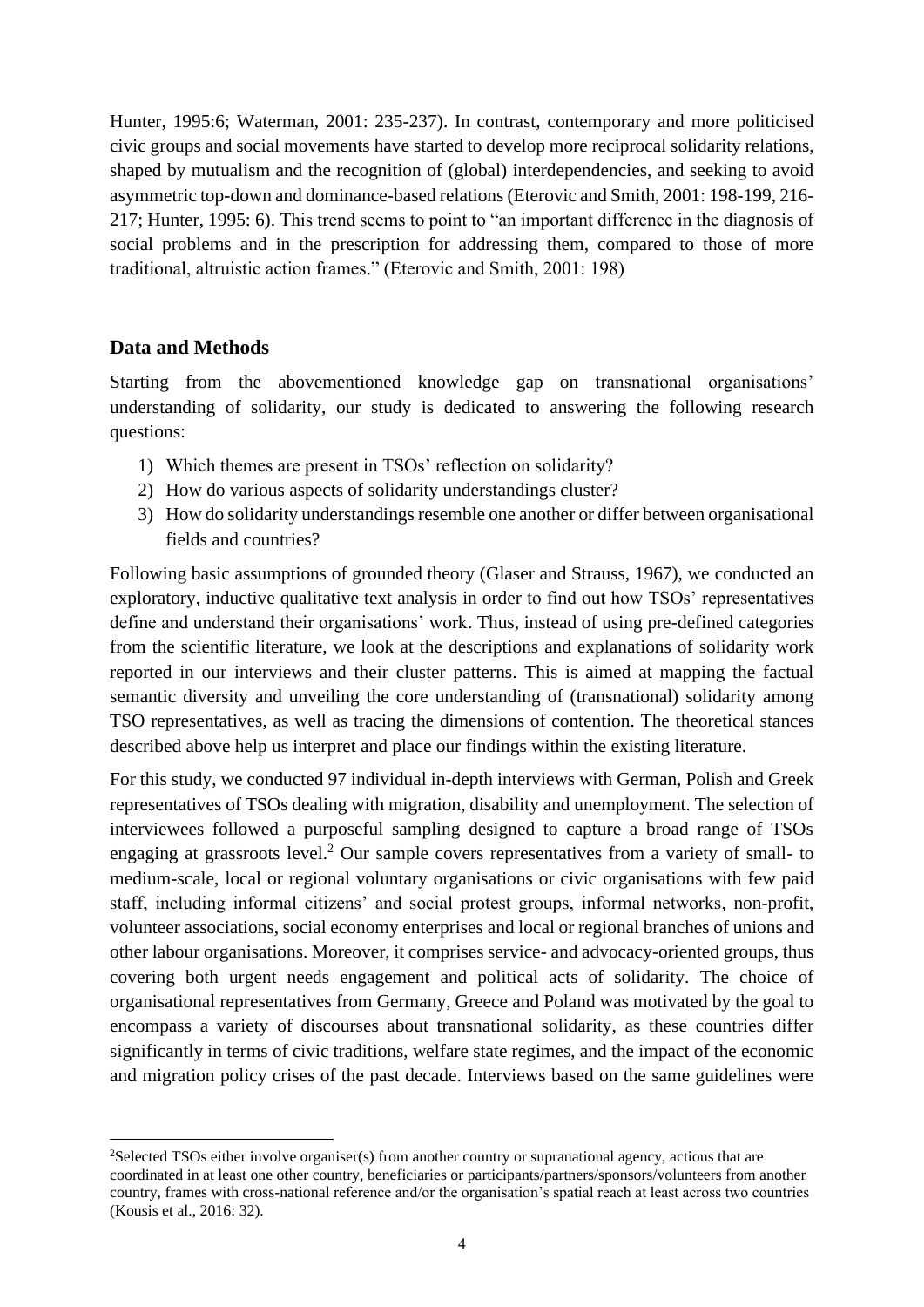Hunter, 1995:6; Waterman, 2001: 235-237). In contrast, contemporary and more politicised civic groups and social movements have started to develop more reciprocal solidarity relations, shaped by mutualism and the recognition of (global) interdependencies, and seeking to avoid asymmetric top-down and dominance-based relations (Eterovic and Smith, 2001: 198-199, 216-217; Hunter, 1995: 6). This trend seems to point to "an important difference in the diagnosis of social problems and in the prescription for addressing them, compared to those of more traditional, altruistic action frames." (Eterovic and Smith, 2001: 198)

## Data and Methods

Starting from the abovementioned knowledge gap on transnational organisations' understanding of solidarity, our study is dedicated to answering the following research questions:

1) Which themes are present in TSOs' reflection on solidarity?
2) How do various aspects of solidarity understandings cluster?
3) How do solidarity understandings resemble one another or differ between organisational fields and countries?

Following basic assumptions of grounded theory (Glaser and Strauss, 1967), we conducted an exploratory, inductive qualitative text analysis in order to find out how TSOs' representatives define and understand their organisations' work. Thus, instead of using pre-defined categories from the scientific literature, we look at the descriptions and explanations of solidarity work reported in our interviews and their cluster patterns. This is aimed at mapping the factual semantic diversity and unveiling the core understanding of (transnational) solidarity among TSO representatives, as well as tracing the dimensions of contention. The theoretical stances described above help us interpret and place our findings within the existing literature.

For this study, we conducted 97 individual in-depth interviews with German, Polish and Greek representatives of TSOs dealing with migration, disability and unemployment. The selection of interviewees followed a purposeful sampling designed to capture a broad range of TSOs engaging at grassroots level.[2] Our sample covers representatives from a variety of small- to medium-scale, local or regional voluntary organisations or civic organisations with few paid staff, including informal citizens' and social protest groups, informal networks, non-profit, volunteer associations, social economy enterprises and local or regional branches of unions and other labour organisations. Moreover, it comprises service- and advocacy-oriented groups, thus covering both urgent needs engagement and political acts of solidarity. The choice of organisational representatives from Germany, Greece and Poland was motivated by the goal to encompass a variety of discourses about transnational solidarity, as these countries differ significantly in terms of civic traditions, welfare state regimes, and the impact of the economic and migration policy crises of the past decade. Interviews based on the same guidelines were

[2] Selected TSOs either involve organiser(s) from another country or supranational agency, actions that are coordinated in at least one other country, beneficiaries or participants/partners/sponsors/volunteers from another country, frames with cross-national reference and/or the organisation's spatial reach at least across two countries (Kousis et al., 2016: 32).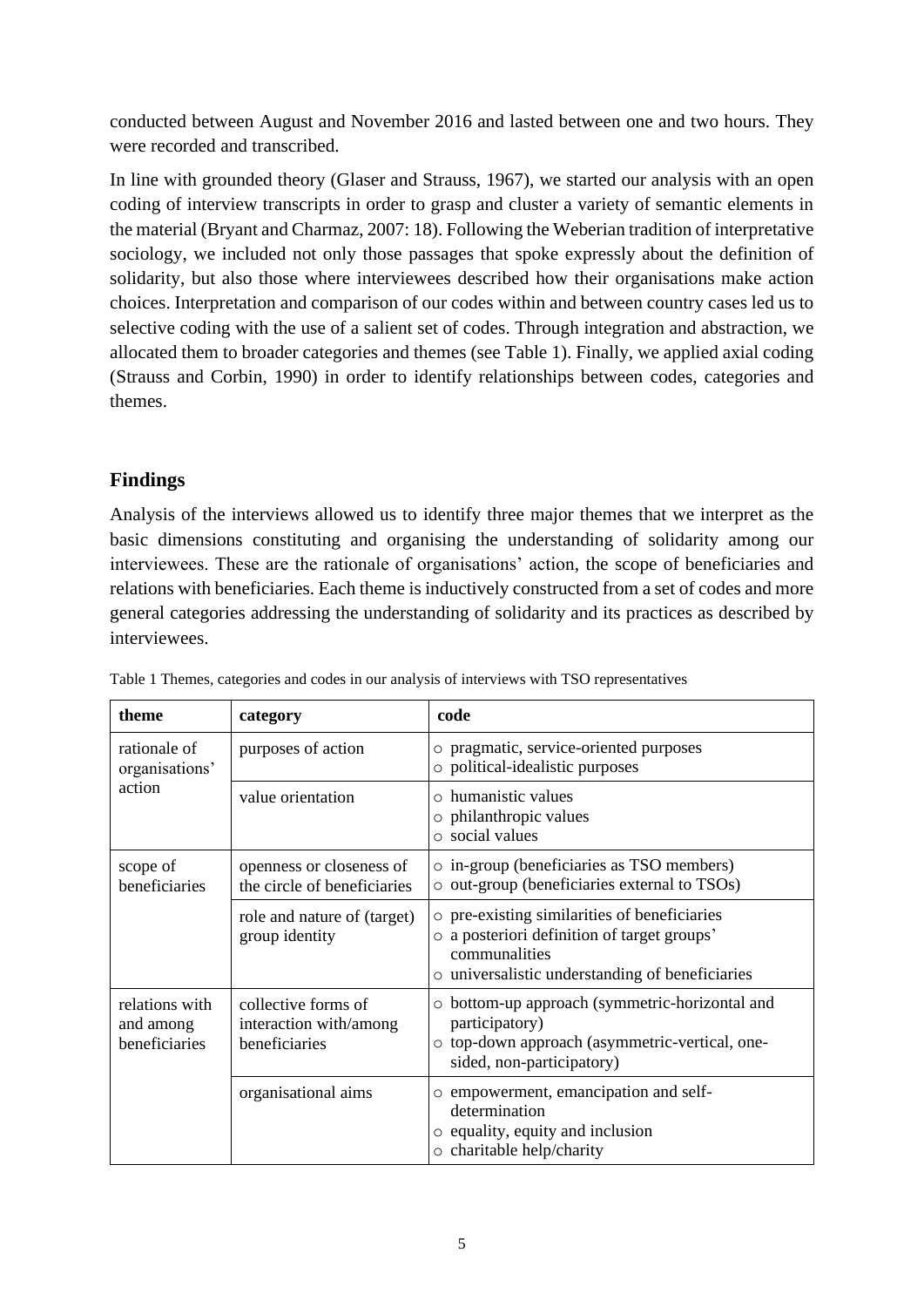conducted between August and November 2016 and lasted between one and two hours. They were recorded and transcribed.

In line with grounded theory (Glaser and Strauss, 1967), we started our analysis with an open coding of interview transcripts in order to grasp and cluster a variety of semantic elements in the material (Bryant and Charmaz, 2007: 18). Following the Weberian tradition of interpretative sociology, we included not only those passages that spoke expressly about the definition of solidarity, but also those where interviewees described how their organisations make action choices. Interpretation and comparison of our codes within and between country cases led us to selective coding with the use of a salient set of codes. Through integration and abstraction, we allocated them to broader categories and themes (see Table 1). Finally, we applied axial coding (Strauss and Corbin, 1990) in order to identify relationships between codes, categories and themes.

## Findings

Analysis of the interviews allowed us to identify three major themes that we interpret as the basic dimensions constituting and organising the understanding of solidarity among our interviewees. These are the rationale of organisations' action, the scope of beneficiaries and relations with beneficiaries. Each theme is inductively constructed from a set of codes and more general categories addressing the understanding of solidarity and its practices as described by interviewees.

Table 1 Themes, categories and codes in our analysis of interviews with TSO representatives

| theme | category | code |
|---|---|---|
| rationale of organisations' action | purposes of action | ○ pragmatic, service-oriented purposes<br>○ political-idealistic purposes |
| | value orientation | ○ humanistic values<br>○ philanthropic values<br>○ social values |
| scope of beneficiaries | openness or closeness of the circle of beneficiaries | ○ in-group (beneficiaries as TSO members)<br>○ out-group (beneficiaries external to TSOs) |
| | role and nature of (target) group identity | ○ pre-existing similarities of beneficiaries<br>○ a posteriori definition of target groups' communalities<br>○ universalistic understanding of beneficiaries |
| relations with and among beneficiaries | collective forms of interaction with/among beneficiaries | ○ bottom-up approach (symmetric-horizontal and participatory)<br>○ top-down approach (asymmetric-vertical, one-sided, non-participatory) |
| | organisational aims | ○ empowerment, emancipation and self-determination<br>○ equality, equity and inclusion<br>○ charitable help/charity |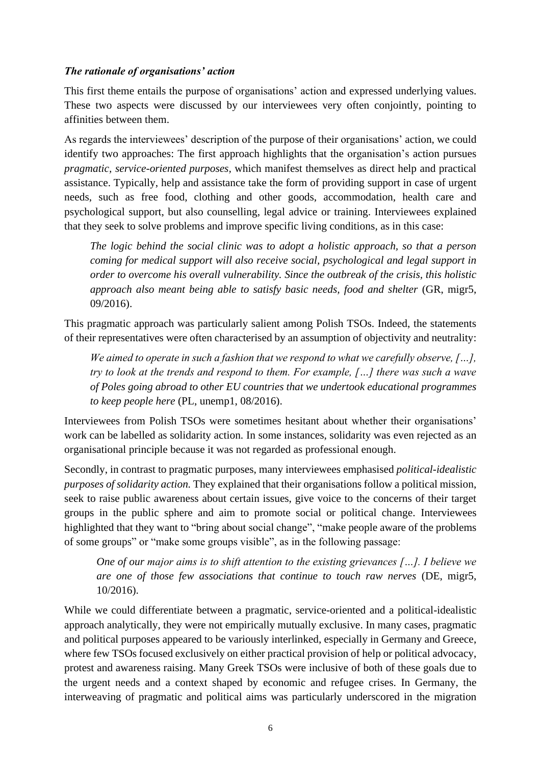### *The rationale of organisations' action*

This first theme entails the purpose of organisations' action and expressed underlying values. These two aspects were discussed by our interviewees very often conjointly, pointing to affinities between them.

As regards the interviewees' description of the purpose of their organisations' action, we could identify two approaches: The first approach highlights that the organisation's action pursues *pragmatic, service-oriented purposes*, which manifest themselves as direct help and practical assistance. Typically, help and assistance take the form of providing support in case of urgent needs, such as free food, clothing and other goods, accommodation, health care and psychological support, but also counselling, legal advice or training. Interviewees explained that they seek to solve problems and improve specific living conditions, as in this case:

> *The logic behind the social clinic was to adopt a holistic approach, so that a person coming for medical support will also receive social, psychological and legal support in order to overcome his overall vulnerability. Since the outbreak of the crisis, this holistic approach also meant being able to satisfy basic needs, food and shelter* (GR, migr5, 09/2016).

This pragmatic approach was particularly salient among Polish TSOs. Indeed, the statements of their representatives were often characterised by an assumption of objectivity and neutrality:

> *We aimed to operate in such a fashion that we respond to what we carefully observe, […], try to look at the trends and respond to them. For example, […] there was such a wave of Poles going abroad to other EU countries that we undertook educational programmes to keep people here* (PL, unemp1, 08/2016).

Interviewees from Polish TSOs were sometimes hesitant about whether their organisations' work can be labelled as solidarity action. In some instances, solidarity was even rejected as an organisational principle because it was not regarded as professional enough.

Secondly, in contrast to pragmatic purposes, many interviewees emphasised *political-idealistic purposes of solidarity action.* They explained that their organisations follow a political mission, seek to raise public awareness about certain issues, give voice to the concerns of their target groups in the public sphere and aim to promote social or political change. Interviewees highlighted that they want to "bring about social change", "make people aware of the problems of some groups" or "make some groups visible", as in the following passage:

> *One of our major aims is to shift attention to the existing grievances […]. I believe we are one of those few associations that continue to touch raw nerves* (DE, migr5, 10/2016).

While we could differentiate between a pragmatic, service-oriented and a political-idealistic approach analytically, they were not empirically mutually exclusive. In many cases, pragmatic and political purposes appeared to be variously interlinked, especially in Germany and Greece, where few TSOs focused exclusively on either practical provision of help or political advocacy, protest and awareness raising. Many Greek TSOs were inclusive of both of these goals due to the urgent needs and a context shaped by economic and refugee crises. In Germany, the interweaving of pragmatic and political aims was particularly underscored in the migration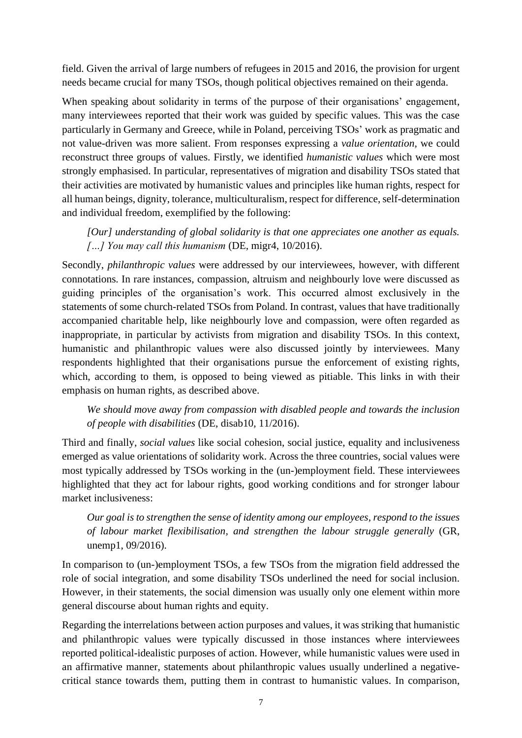field. Given the arrival of large numbers of refugees in 2015 and 2016, the provision for urgent needs became crucial for many TSOs, though political objectives remained on their agenda.

When speaking about solidarity in terms of the purpose of their organisations' engagement, many interviewees reported that their work was guided by specific values. This was the case particularly in Germany and Greece, while in Poland, perceiving TSOs' work as pragmatic and not value-driven was more salient. From responses expressing a *value orientation*, we could reconstruct three groups of values. Firstly, we identified *humanistic values* which were most strongly emphasised. In particular, representatives of migration and disability TSOs stated that their activities are motivated by humanistic values and principles like human rights, respect for all human beings, dignity, tolerance, multiculturalism, respect for difference, self-determination and individual freedom, exemplified by the following:

> *[Our] understanding of global solidarity is that one appreciates one another as equals. […] You may call this humanism* (DE, migr4, 10/2016).

Secondly, *philanthropic values* were addressed by our interviewees, however, with different connotations. In rare instances, compassion, altruism and neighbourly love were discussed as guiding principles of the organisation's work. This occurred almost exclusively in the statements of some church-related TSOs from Poland. In contrast, values that have traditionally accompanied charitable help, like neighbourly love and compassion, were often regarded as inappropriate, in particular by activists from migration and disability TSOs. In this context, humanistic and philanthropic values were also discussed jointly by interviewees. Many respondents highlighted that their organisations pursue the enforcement of existing rights, which, according to them, is opposed to being viewed as pitiable. This links in with their emphasis on human rights, as described above.

> *We should move away from compassion with disabled people and towards the inclusion of people with disabilities* (DE, disab10, 11/2016).

Third and finally, *social values* like social cohesion, social justice, equality and inclusiveness emerged as value orientations of solidarity work. Across the three countries, social values were most typically addressed by TSOs working in the (un-)employment field. These interviewees highlighted that they act for labour rights, good working conditions and for stronger labour market inclusiveness:

> *Our goal is to strengthen the sense of identity among our employees, respond to the issues of labour market flexibilisation, and strengthen the labour struggle generally* (GR, unemp1, 09/2016).

In comparison to (un-)employment TSOs, a few TSOs from the migration field addressed the role of social integration, and some disability TSOs underlined the need for social inclusion. However, in their statements, the social dimension was usually only one element within more general discourse about human rights and equity.

Regarding the interrelations between action purposes and values, it was striking that humanistic and philanthropic values were typically discussed in those instances where interviewees reported political-idealistic purposes of action. However, while humanistic values were used in an affirmative manner, statements about philanthropic values usually underlined a negative-critical stance towards them, putting them in contrast to humanistic values. In comparison,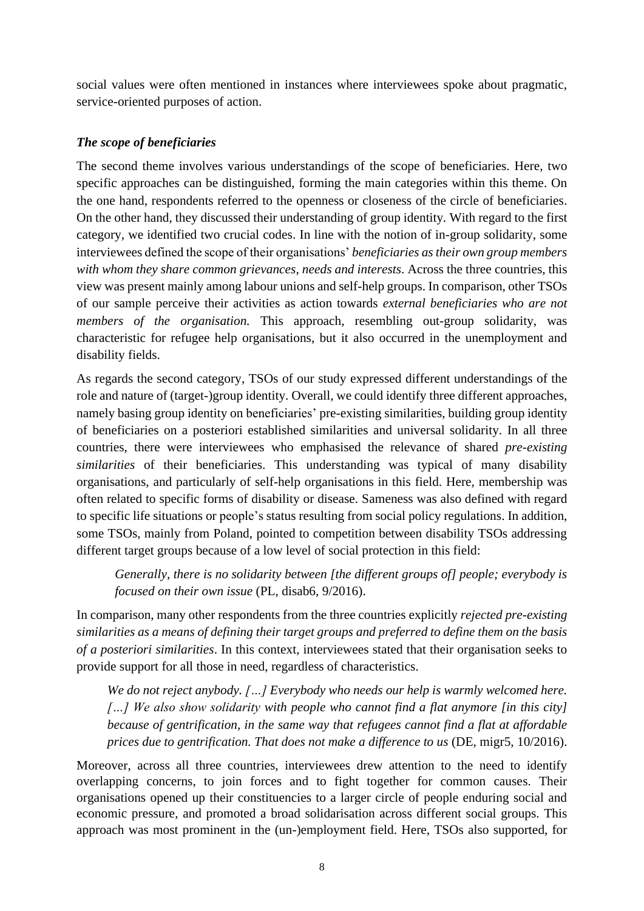social values were often mentioned in instances where interviewees spoke about pragmatic, service-oriented purposes of action.

***The scope of beneficiaries***

The second theme involves various understandings of the scope of beneficiaries. Here, two specific approaches can be distinguished, forming the main categories within this theme. On the one hand, respondents referred to the openness or closeness of the circle of beneficiaries. On the other hand, they discussed their understanding of group identity. With regard to the first category, we identified two crucial codes. In line with the notion of in-group solidarity, some interviewees defined the scope of their organisations' *beneficiaries as their own group members with whom they share common grievances, needs and interests*. Across the three countries, this view was present mainly among labour unions and self-help groups. In comparison, other TSOs of our sample perceive their activities as action towards *external beneficiaries who are not members of the organisation.* This approach, resembling out-group solidarity, was characteristic for refugee help organisations, but it also occurred in the unemployment and disability fields.

As regards the second category, TSOs of our study expressed different understandings of the role and nature of (target-)group identity. Overall, we could identify three different approaches, namely basing group identity on beneficiaries' pre-existing similarities, building group identity of beneficiaries on a posteriori established similarities and universal solidarity. In all three countries, there were interviewees who emphasised the relevance of shared *pre-existing similarities* of their beneficiaries. This understanding was typical of many disability organisations, and particularly of self-help organisations in this field. Here, membership was often related to specific forms of disability or disease. Sameness was also defined with regard to specific life situations or people's status resulting from social policy regulations. In addition, some TSOs, mainly from Poland, pointed to competition between disability TSOs addressing different target groups because of a low level of social protection in this field:

> *Generally, there is no solidarity between [the different groups of] people; everybody is focused on their own issue* (PL, disab6, 9/2016).

In comparison, many other respondents from the three countries explicitly *rejected pre-existing similarities as a means of defining their target groups and preferred to define them on the basis of a posteriori similarities*. In this context, interviewees stated that their organisation seeks to provide support for all those in need, regardless of characteristics.

> *We do not reject anybody. […] Everybody who needs our help is warmly welcomed here. […] We also show solidarity with people who cannot find a flat anymore [in this city] because of gentrification, in the same way that refugees cannot find a flat at affordable prices due to gentrification. That does not make a difference to us* (DE, migr5, 10/2016).

Moreover, across all three countries, interviewees drew attention to the need to identify overlapping concerns, to join forces and to fight together for common causes. Their organisations opened up their constituencies to a larger circle of people enduring social and economic pressure, and promoted a broad solidarisation across different social groups. This approach was most prominent in the (un-)employment field. Here, TSOs also supported, for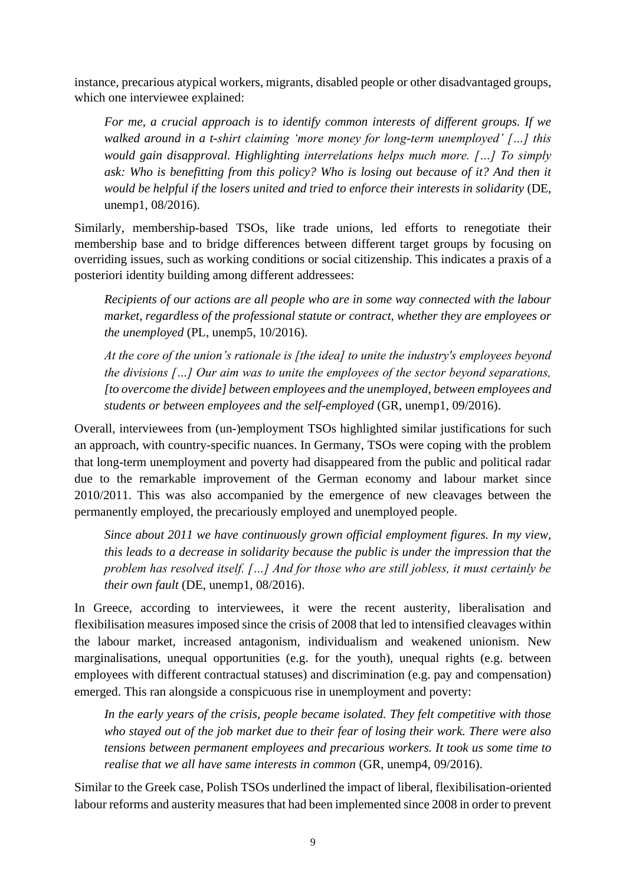instance, precarious atypical workers, migrants, disabled people or other disadvantaged groups, which one interviewee explained:

> *For me, a crucial approach is to identify common interests of different groups. If we walked around in a t-shirt claiming 'more money for long-term unemployed' […] this would gain disapproval. Highlighting interrelations helps much more. […] To simply ask: Who is benefitting from this policy? Who is losing out because of it? And then it would be helpful if the losers united and tried to enforce their interests in solidarity* (DE, unemp1, 08/2016).

Similarly, membership-based TSOs, like trade unions, led efforts to renegotiate their membership base and to bridge differences between different target groups by focusing on overriding issues, such as working conditions or social citizenship. This indicates a praxis of a posteriori identity building among different addressees:

> *Recipients of our actions are all people who are in some way connected with the labour market, regardless of the professional statute or contract, whether they are employees or the unemployed* (PL, unemp5, 10/2016).

> *At the core of the union's rationale is [the idea] to unite the industry's employees beyond the divisions […] Our aim was to unite the employees of the sector beyond separations, [to overcome the divide] between employees and the unemployed, between employees and students or between employees and the self-employed* (GR, unemp1, 09/2016).

Overall, interviewees from (un-)employment TSOs highlighted similar justifications for such an approach, with country-specific nuances. In Germany, TSOs were coping with the problem that long-term unemployment and poverty had disappeared from the public and political radar due to the remarkable improvement of the German economy and labour market since 2010/2011. This was also accompanied by the emergence of new cleavages between the permanently employed, the precariously employed and unemployed people.

> *Since about 2011 we have continuously grown official employment figures. In my view, this leads to a decrease in solidarity because the public is under the impression that the problem has resolved itself. […] And for those who are still jobless, it must certainly be their own fault* (DE, unemp1, 08/2016).

In Greece, according to interviewees, it were the recent austerity, liberalisation and flexibilisation measures imposed since the crisis of 2008 that led to intensified cleavages within the labour market, increased antagonism, individualism and weakened unionism. New marginalisations, unequal opportunities (e.g. for the youth), unequal rights (e.g. between employees with different contractual statuses) and discrimination (e.g. pay and compensation) emerged. This ran alongside a conspicuous rise in unemployment and poverty:

> *In the early years of the crisis, people became isolated. They felt competitive with those who stayed out of the job market due to their fear of losing their work. There were also tensions between permanent employees and precarious workers. It took us some time to realise that we all have same interests in common* (GR, unemp4, 09/2016).

Similar to the Greek case, Polish TSOs underlined the impact of liberal, flexibilisation-oriented labour reforms and austerity measures that had been implemented since 2008 in order to prevent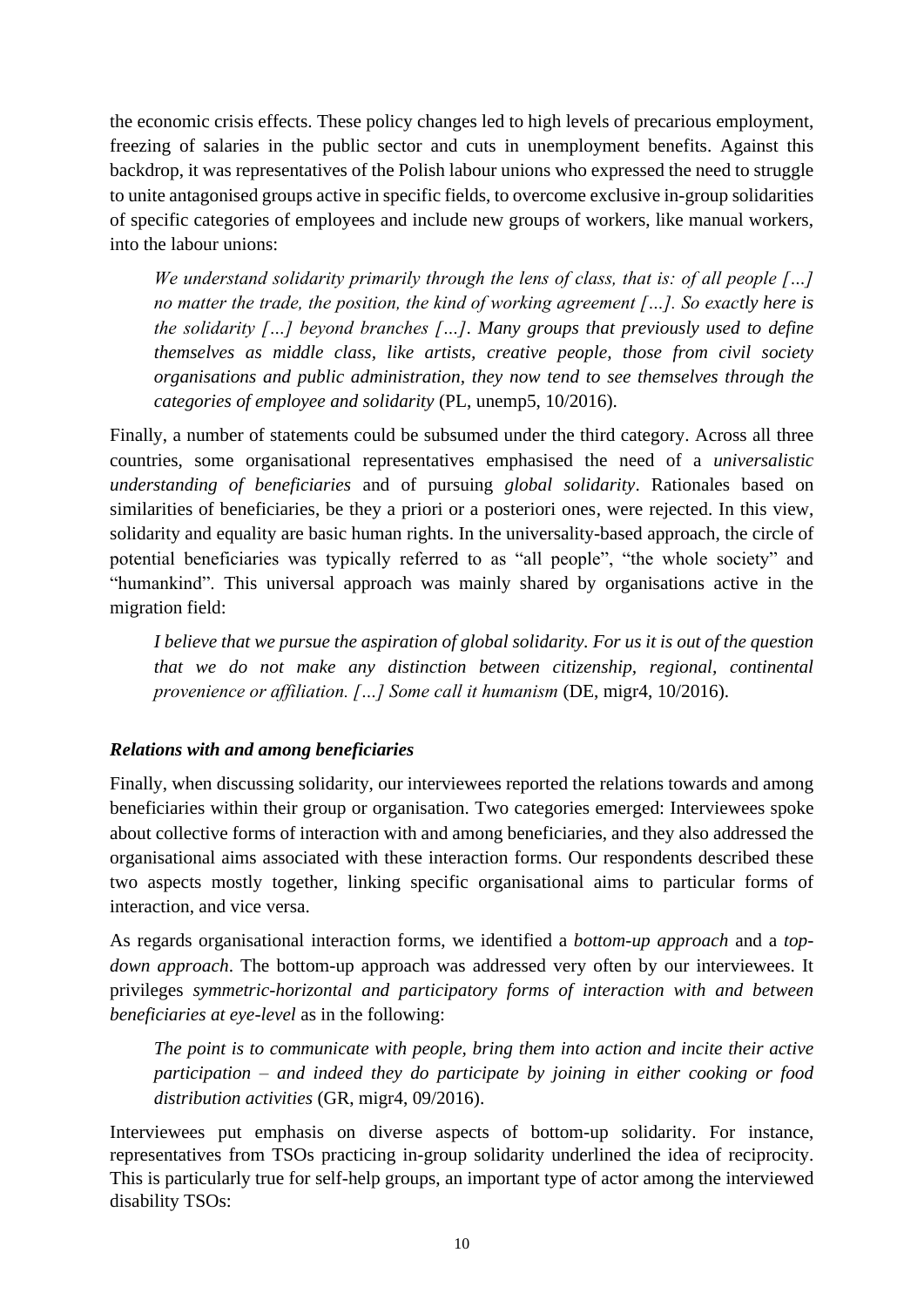the economic crisis effects. These policy changes led to high levels of precarious employment, freezing of salaries in the public sector and cuts in unemployment benefits. Against this backdrop, it was representatives of the Polish labour unions who expressed the need to struggle to unite antagonised groups active in specific fields, to overcome exclusive in-group solidarities of specific categories of employees and include new groups of workers, like manual workers, into the labour unions:

> *We understand solidarity primarily through the lens of class, that is: of all people […] no matter the trade, the position, the kind of working agreement […]. So exactly here is the solidarity […] beyond branches […]. Many groups that previously used to define themselves as middle class, like artists, creative people, those from civil society organisations and public administration, they now tend to see themselves through the categories of employee and solidarity* (PL, unemp5, 10/2016).

Finally, a number of statements could be subsumed under the third category. Across all three countries, some organisational representatives emphasised the need of a *universalistic understanding of beneficiaries* and of pursuing *global solidarity*. Rationales based on similarities of beneficiaries, be they a priori or a posteriori ones, were rejected. In this view, solidarity and equality are basic human rights. In the universality-based approach, the circle of potential beneficiaries was typically referred to as "all people", "the whole society" and "humankind". This universal approach was mainly shared by organisations active in the migration field:

> *I believe that we pursue the aspiration of global solidarity. For us it is out of the question that we do not make any distinction between citizenship, regional, continental provenience or affiliation. […] Some call it humanism* (DE, migr4, 10/2016).

### *Relations with and among beneficiaries*

Finally, when discussing solidarity, our interviewees reported the relations towards and among beneficiaries within their group or organisation. Two categories emerged: Interviewees spoke about collective forms of interaction with and among beneficiaries, and they also addressed the organisational aims associated with these interaction forms. Our respondents described these two aspects mostly together, linking specific organisational aims to particular forms of interaction, and vice versa.

As regards organisational interaction forms, we identified a *bottom-up approach* and a *top-down approach*. The bottom-up approach was addressed very often by our interviewees. It privileges *symmetric-horizontal and participatory forms of interaction with and between beneficiaries at eye-level* as in the following:

> *The point is to communicate with people, bring them into action and incite their active participation – and indeed they do participate by joining in either cooking or food distribution activities* (GR, migr4, 09/2016).

Interviewees put emphasis on diverse aspects of bottom-up solidarity. For instance, representatives from TSOs practicing in-group solidarity underlined the idea of reciprocity. This is particularly true for self-help groups, an important type of actor among the interviewed disability TSOs: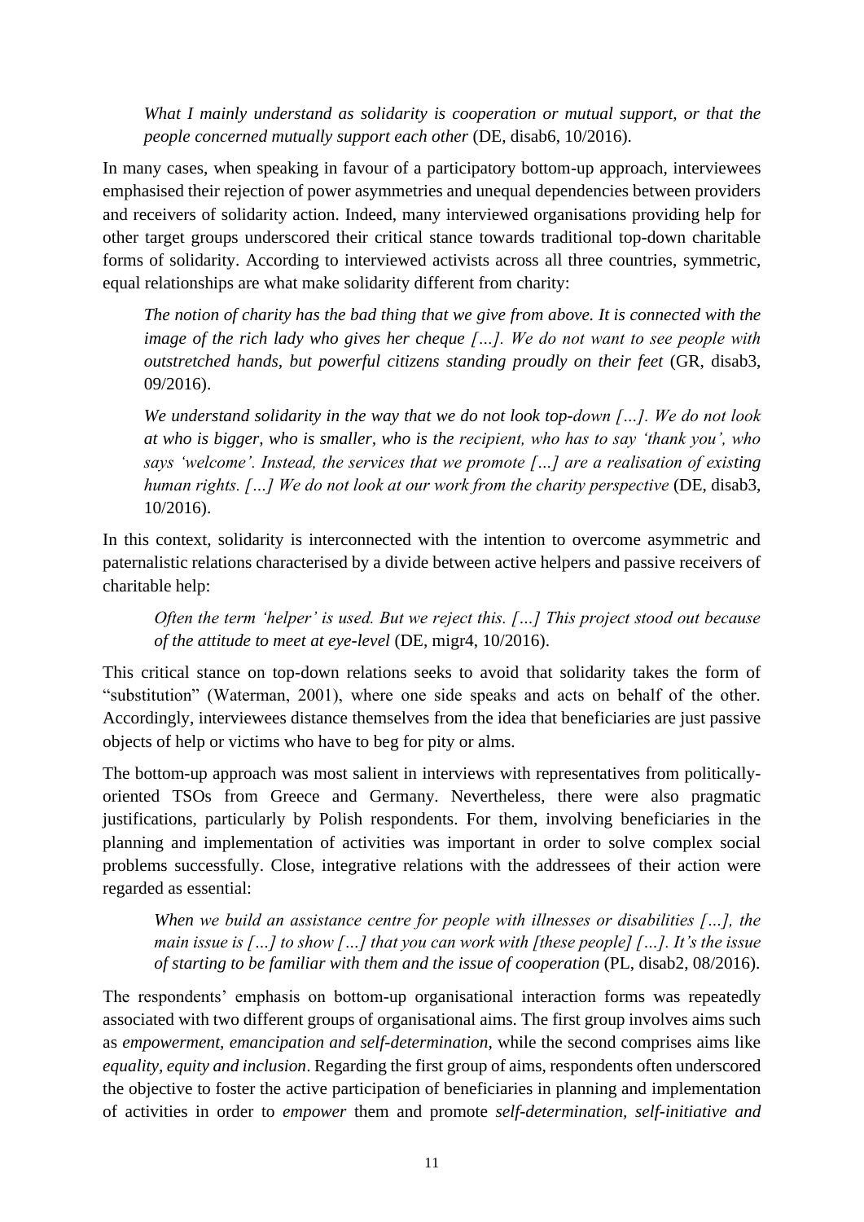> *What I mainly understand as solidarity is cooperation or mutual support, or that the people concerned mutually support each other* (DE, disab6, 10/2016).

In many cases, when speaking in favour of a participatory bottom-up approach, interviewees emphasised their rejection of power asymmetries and unequal dependencies between providers and receivers of solidarity action. Indeed, many interviewed organisations providing help for other target groups underscored their critical stance towards traditional top-down charitable forms of solidarity. According to interviewed activists across all three countries, symmetric, equal relationships are what make solidarity different from charity:

> *The notion of charity has the bad thing that we give from above. It is connected with the image of the rich lady who gives her cheque […]. We do not want to see people with outstretched hands, but powerful citizens standing proudly on their feet* (GR, disab3, 09/2016).

> *We understand solidarity in the way that we do not look top-down […]. We do not look at who is bigger, who is smaller, who is the recipient, who has to say 'thank you', who says 'welcome'. Instead, the services that we promote […] are a realisation of existing human rights. […] We do not look at our work from the charity perspective* (DE, disab3, 10/2016).

In this context, solidarity is interconnected with the intention to overcome asymmetric and paternalistic relations characterised by a divide between active helpers and passive receivers of charitable help:

> *Often the term 'helper' is used. But we reject this. […] This project stood out because of the attitude to meet at eye-level* (DE, migr4, 10/2016).

This critical stance on top-down relations seeks to avoid that solidarity takes the form of "substitution" (Waterman, 2001), where one side speaks and acts on behalf of the other. Accordingly, interviewees distance themselves from the idea that beneficiaries are just passive objects of help or victims who have to beg for pity or alms.

The bottom-up approach was most salient in interviews with representatives from politically-oriented TSOs from Greece and Germany. Nevertheless, there were also pragmatic justifications, particularly by Polish respondents. For them, involving beneficiaries in the planning and implementation of activities was important in order to solve complex social problems successfully. Close, integrative relations with the addressees of their action were regarded as essential:

> *When we build an assistance centre for people with illnesses or disabilities […], the main issue is […] to show […] that you can work with [these people] […]. It's the issue of starting to be familiar with them and the issue of cooperation* (PL, disab2, 08/2016).

The respondents' emphasis on bottom-up organisational interaction forms was repeatedly associated with two different groups of organisational aims. The first group involves aims such as *empowerment, emancipation and self-determination*, while the second comprises aims like *equality, equity and inclusion*. Regarding the first group of aims, respondents often underscored the objective to foster the active participation of beneficiaries in planning and implementation of activities in order to *empower* them and promote *self-determination*, *self-initiative and*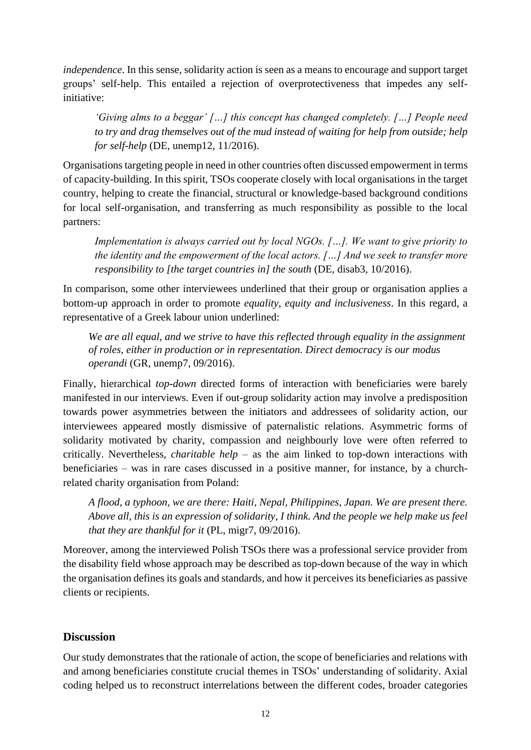*independence*. In this sense, solidarity action is seen as a means to encourage and support target groups' self-help. This entailed a rejection of overprotectiveness that impedes any self-initiative:

> *'Giving alms to a beggar' […] this concept has changed completely. […] People need to try and drag themselves out of the mud instead of waiting for help from outside; help for self-help* (DE, unemp12, 11/2016).

Organisations targeting people in need in other countries often discussed empowerment in terms of capacity-building. In this spirit, TSOs cooperate closely with local organisations in the target country, helping to create the financial, structural or knowledge-based background conditions for local self-organisation, and transferring as much responsibility as possible to the local partners:

> *Implementation is always carried out by local NGOs. […]. We want to give priority to the identity and the empowerment of the local actors. […] And we seek to transfer more responsibility to [the target countries in] the south* (DE, disab3, 10/2016).

In comparison, some other interviewees underlined that their group or organisation applies a bottom-up approach in order to promote *equality, equity and inclusiveness*. In this regard, a representative of a Greek labour union underlined:

> *We are all equal, and we strive to have this reflected through equality in the assignment of roles, either in production or in representation. Direct democracy is our modus operandi* (GR, unemp7, 09/2016).

Finally, hierarchical *top-down* directed forms of interaction with beneficiaries were barely manifested in our interviews. Even if out-group solidarity action may involve a predisposition towards power asymmetries between the initiators and addressees of solidarity action, our interviewees appeared mostly dismissive of paternalistic relations. Asymmetric forms of solidarity motivated by charity, compassion and neighbourly love were often referred to critically. Nevertheless, *charitable help* – as the aim linked to top-down interactions with beneficiaries – was in rare cases discussed in a positive manner, for instance, by a church-related charity organisation from Poland:

> *A flood, a typhoon, we are there: Haiti, Nepal, Philippines, Japan. We are present there. Above all, this is an expression of solidarity, I think. And the people we help make us feel that they are thankful for it* (PL, migr7, 09/2016).

Moreover, among the interviewed Polish TSOs there was a professional service provider from the disability field whose approach may be described as top-down because of the way in which the organisation defines its goals and standards, and how it perceives its beneficiaries as passive clients or recipients.

## Discussion

Our study demonstrates that the rationale of action, the scope of beneficiaries and relations with and among beneficiaries constitute crucial themes in TSOs' understanding of solidarity. Axial coding helped us to reconstruct interrelations between the different codes, broader categories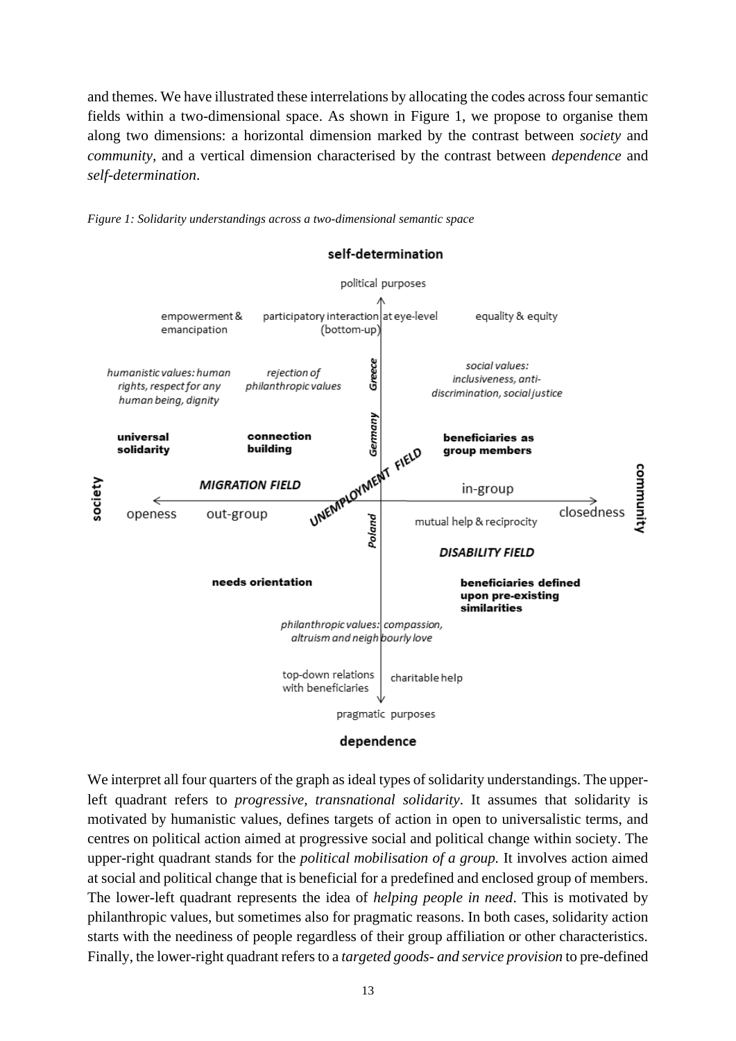and themes. We have illustrated these interrelations by allocating the codes across four semantic fields within a two-dimensional space. As shown in Figure 1, we propose to organise them along two dimensions: a horizontal dimension marked by the contrast between *society* and *community*, and a vertical dimension characterised by the contrast between *dependence* and *self-determination*.

*Figure 1: Solidarity understandings across a two-dimensional semantic space*

**self-determination**

political purposes

empowerment & emancipation | participatory interaction at eye-level (bottom-up) | equality & equity

*humanistic values: human rights, respect for any human being, dignity* | *rejection of philanthropic values* | *Greece* | *social values: inclusiveness, anti-discrimination, social justice*

**universal solidarity** | **connection building** | *Germany* | **beneficiaries as group members**

**society** | *MIGRATION FIELD* | *UNEMPLOYMENT FIELD* | in-group | **community**

openess | out-group | *Poland* | mutual help & reciprocity | closedness

*DISABILITY FIELD*

**needs orientation** | **beneficiaries defined upon pre-existing similarities**

*philanthropic values: compassion, altruism and neighbourly love*

top-down relations with beneficiaries | charitable help

pragmatic purposes

**dependence**

We interpret all four quarters of the graph as ideal types of solidarity understandings. The upper-left quadrant refers to *progressive, transnational solidarity*. It assumes that solidarity is motivated by humanistic values, defines targets of action in open to universalistic terms, and centres on political action aimed at progressive social and political change within society. The upper-right quadrant stands for the *political mobilisation of a group.* It involves action aimed at social and political change that is beneficial for a predefined and enclosed group of members. The lower-left quadrant represents the idea of *helping people in need*. This is motivated by philanthropic values, but sometimes also for pragmatic reasons. In both cases, solidarity action starts with the neediness of people regardless of their group affiliation or other characteristics. Finally, the lower-right quadrant refers to a *targeted goods- and service provision* to pre-defined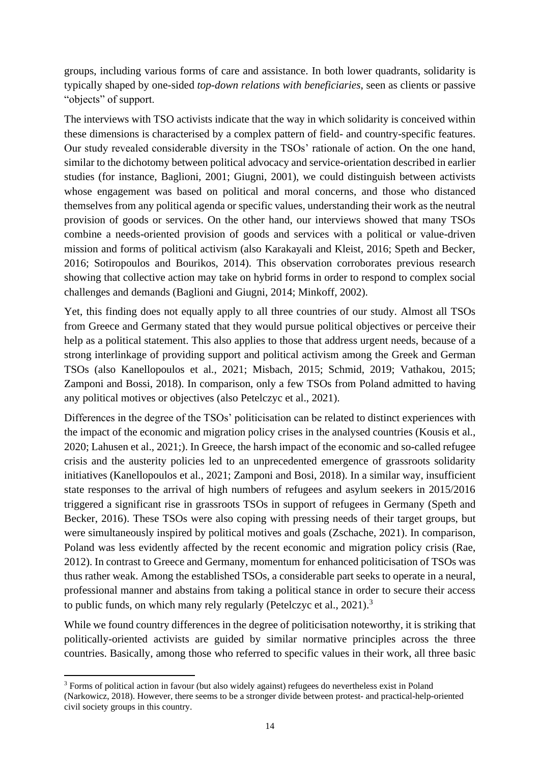groups, including various forms of care and assistance. In both lower quadrants, solidarity is typically shaped by one-sided *top-down relations with beneficiaries*, seen as clients or passive "objects" of support.

The interviews with TSO activists indicate that the way in which solidarity is conceived within these dimensions is characterised by a complex pattern of field- and country-specific features. Our study revealed considerable diversity in the TSOs' rationale of action. On the one hand, similar to the dichotomy between political advocacy and service-orientation described in earlier studies (for instance, Baglioni, 2001; Giugni, 2001), we could distinguish between activists whose engagement was based on political and moral concerns, and those who distanced themselves from any political agenda or specific values, understanding their work as the neutral provision of goods or services. On the other hand, our interviews showed that many TSOs combine a needs-oriented provision of goods and services with a political or value-driven mission and forms of political activism (also Karakayali and Kleist, 2016; Speth and Becker, 2016; Sotiropoulos and Bourikos, 2014). This observation corroborates previous research showing that collective action may take on hybrid forms in order to respond to complex social challenges and demands (Baglioni and Giugni, 2014; Minkoff, 2002).

Yet, this finding does not equally apply to all three countries of our study. Almost all TSOs from Greece and Germany stated that they would pursue political objectives or perceive their help as a political statement. This also applies to those that address urgent needs, because of a strong interlinkage of providing support and political activism among the Greek and German TSOs (also Kanellopoulos et al., 2021; Misbach, 2015; Schmid, 2019; Vathakou, 2015; Zamponi and Bossi, 2018). In comparison, only a few TSOs from Poland admitted to having any political motives or objectives (also Petelczyc et al., 2021).

Differences in the degree of the TSOs' politicisation can be related to distinct experiences with the impact of the economic and migration policy crises in the analysed countries (Kousis et al., 2020; Lahusen et al., 2021;). In Greece, the harsh impact of the economic and so-called refugee crisis and the austerity policies led to an unprecedented emergence of grassroots solidarity initiatives (Kanellopoulos et al., 2021; Zamponi and Bosi, 2018). In a similar way, insufficient state responses to the arrival of high numbers of refugees and asylum seekers in 2015/2016 triggered a significant rise in grassroots TSOs in support of refugees in Germany (Speth and Becker, 2016). These TSOs were also coping with pressing needs of their target groups, but were simultaneously inspired by political motives and goals (Zschache, 2021). In comparison, Poland was less evidently affected by the recent economic and migration policy crisis (Rae, 2012). In contrast to Greece and Germany, momentum for enhanced politicisation of TSOs was thus rather weak. Among the established TSOs, a considerable part seeks to operate in a neural, professional manner and abstains from taking a political stance in order to secure their access to public funds, on which many rely regularly (Petelczyc et al., 2021).[3]

While we found country differences in the degree of politicisation noteworthy, it is striking that politically-oriented activists are guided by similar normative principles across the three countries. Basically, among those who referred to specific values in their work, all three basic

[3] Forms of political action in favour (but also widely against) refugees do nevertheless exist in Poland (Narkowicz, 2018). However, there seems to be a stronger divide between protest- and practical-help-oriented civil society groups in this country.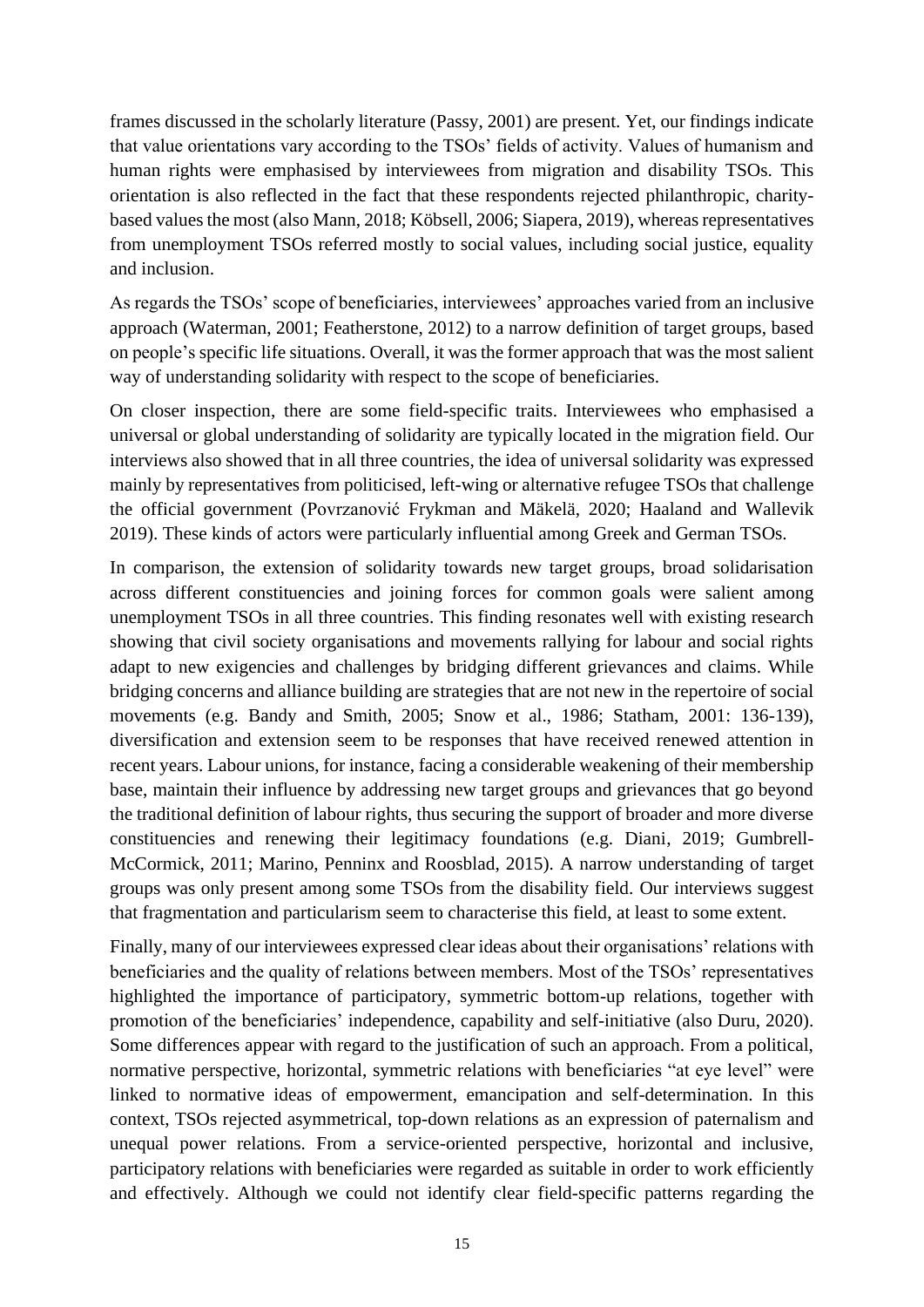frames discussed in the scholarly literature (Passy, 2001) are present. Yet, our findings indicate that value orientations vary according to the TSOs' fields of activity. Values of humanism and human rights were emphasised by interviewees from migration and disability TSOs. This orientation is also reflected in the fact that these respondents rejected philanthropic, charity-based values the most (also Mann, 2018; Köbsell, 2006; Siapera, 2019), whereas representatives from unemployment TSOs referred mostly to social values, including social justice, equality and inclusion.

As regards the TSOs' scope of beneficiaries, interviewees' approaches varied from an inclusive approach (Waterman, 2001; Featherstone, 2012) to a narrow definition of target groups, based on people's specific life situations. Overall, it was the former approach that was the most salient way of understanding solidarity with respect to the scope of beneficiaries.

On closer inspection, there are some field-specific traits. Interviewees who emphasised a universal or global understanding of solidarity are typically located in the migration field. Our interviews also showed that in all three countries, the idea of universal solidarity was expressed mainly by representatives from politicised, left-wing or alternative refugee TSOs that challenge the official government (Povrzanović Frykman and Mäkelä, 2020; Haaland and Wallevik 2019). These kinds of actors were particularly influential among Greek and German TSOs.

In comparison, the extension of solidarity towards new target groups, broad solidarisation across different constituencies and joining forces for common goals were salient among unemployment TSOs in all three countries. This finding resonates well with existing research showing that civil society organisations and movements rallying for labour and social rights adapt to new exigencies and challenges by bridging different grievances and claims. While bridging concerns and alliance building are strategies that are not new in the repertoire of social movements (e.g. Bandy and Smith, 2005; Snow et al., 1986; Statham, 2001: 136-139), diversification and extension seem to be responses that have received renewed attention in recent years. Labour unions, for instance, facing a considerable weakening of their membership base, maintain their influence by addressing new target groups and grievances that go beyond the traditional definition of labour rights, thus securing the support of broader and more diverse constituencies and renewing their legitimacy foundations (e.g. Diani, 2019; Gumbrell-McCormick, 2011; Marino, Penninx and Roosblad, 2015). A narrow understanding of target groups was only present among some TSOs from the disability field. Our interviews suggest that fragmentation and particularism seem to characterise this field, at least to some extent.

Finally, many of our interviewees expressed clear ideas about their organisations' relations with beneficiaries and the quality of relations between members. Most of the TSOs' representatives highlighted the importance of participatory, symmetric bottom-up relations, together with promotion of the beneficiaries' independence, capability and self-initiative (also Duru, 2020). Some differences appear with regard to the justification of such an approach. From a political, normative perspective, horizontal, symmetric relations with beneficiaries "at eye level" were linked to normative ideas of empowerment, emancipation and self-determination. In this context, TSOs rejected asymmetrical, top-down relations as an expression of paternalism and unequal power relations. From a service-oriented perspective, horizontal and inclusive, participatory relations with beneficiaries were regarded as suitable in order to work efficiently and effectively. Although we could not identify clear field-specific patterns regarding the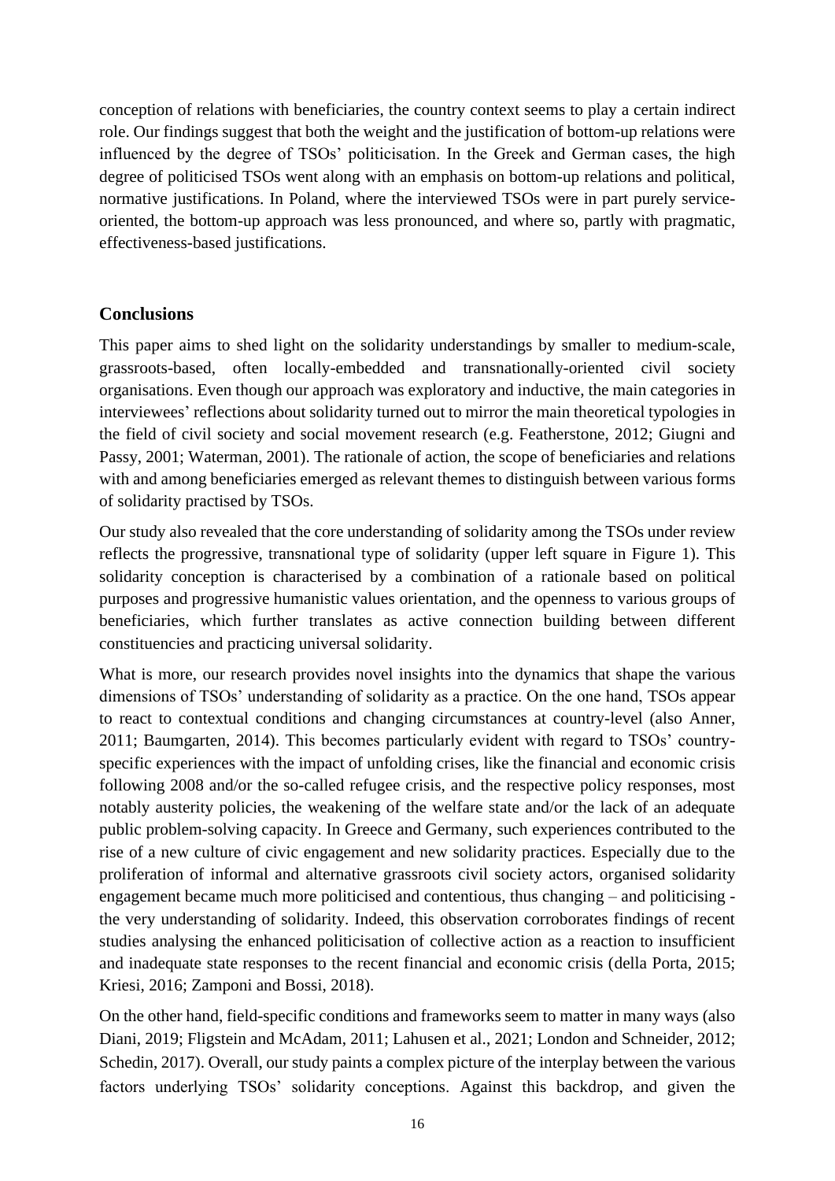conception of relations with beneficiaries, the country context seems to play a certain indirect role. Our findings suggest that both the weight and the justification of bottom-up relations were influenced by the degree of TSOs' politicisation. In the Greek and German cases, the high degree of politicised TSOs went along with an emphasis on bottom-up relations and political, normative justifications. In Poland, where the interviewed TSOs were in part purely service-oriented, the bottom-up approach was less pronounced, and where so, partly with pragmatic, effectiveness-based justifications.

## Conclusions

This paper aims to shed light on the solidarity understandings by smaller to medium-scale, grassroots-based, often locally-embedded and transnationally-oriented civil society organisations. Even though our approach was exploratory and inductive, the main categories in interviewees' reflections about solidarity turned out to mirror the main theoretical typologies in the field of civil society and social movement research (e.g. Featherstone, 2012; Giugni and Passy, 2001; Waterman, 2001). The rationale of action, the scope of beneficiaries and relations with and among beneficiaries emerged as relevant themes to distinguish between various forms of solidarity practised by TSOs.

Our study also revealed that the core understanding of solidarity among the TSOs under review reflects the progressive, transnational type of solidarity (upper left square in Figure 1). This solidarity conception is characterised by a combination of a rationale based on political purposes and progressive humanistic values orientation, and the openness to various groups of beneficiaries, which further translates as active connection building between different constituencies and practicing universal solidarity.

What is more, our research provides novel insights into the dynamics that shape the various dimensions of TSOs' understanding of solidarity as a practice. On the one hand, TSOs appear to react to contextual conditions and changing circumstances at country-level (also Anner, 2011; Baumgarten, 2014). This becomes particularly evident with regard to TSOs' country-specific experiences with the impact of unfolding crises, like the financial and economic crisis following 2008 and/or the so-called refugee crisis, and the respective policy responses, most notably austerity policies, the weakening of the welfare state and/or the lack of an adequate public problem-solving capacity. In Greece and Germany, such experiences contributed to the rise of a new culture of civic engagement and new solidarity practices. Especially due to the proliferation of informal and alternative grassroots civil society actors, organised solidarity engagement became much more politicised and contentious, thus changing – and politicising - the very understanding of solidarity. Indeed, this observation corroborates findings of recent studies analysing the enhanced politicisation of collective action as a reaction to insufficient and inadequate state responses to the recent financial and economic crisis (della Porta, 2015; Kriesi, 2016; Zamponi and Bossi, 2018).

On the other hand, field-specific conditions and frameworks seem to matter in many ways (also Diani, 2019; Fligstein and McAdam, 2011; Lahusen et al., 2021; London and Schneider, 2012; Schedin, 2017). Overall, our study paints a complex picture of the interplay between the various factors underlying TSOs' solidarity conceptions. Against this backdrop, and given the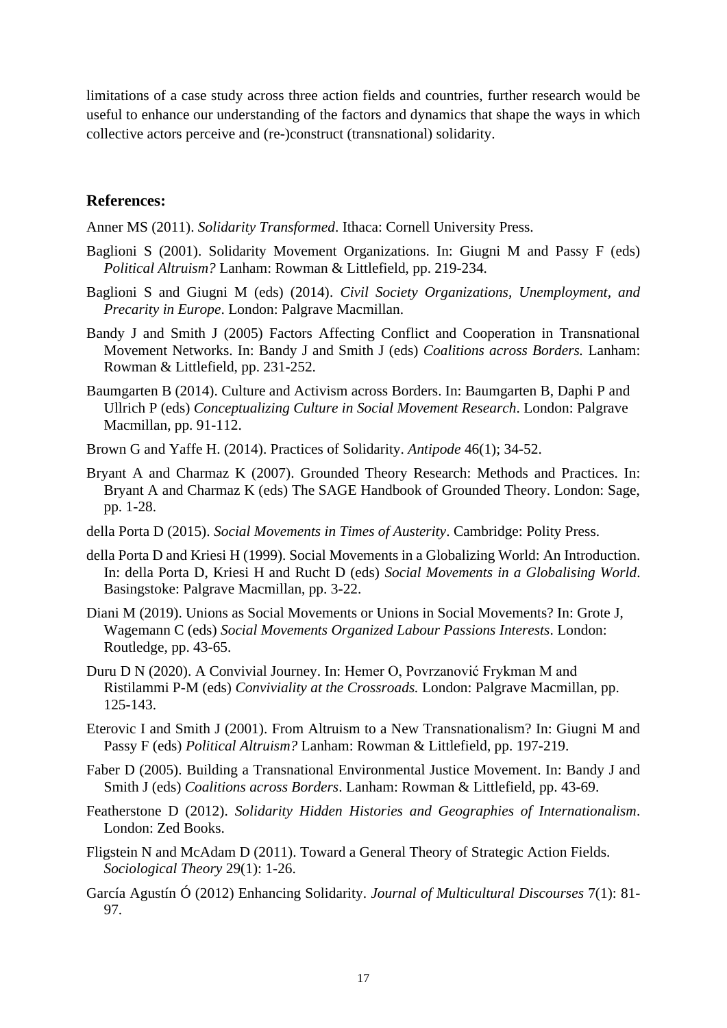limitations of a case study across three action fields and countries, further research would be useful to enhance our understanding of the factors and dynamics that shape the ways in which collective actors perceive and (re-)construct (transnational) solidarity.

## References:

Anner MS (2011). *Solidarity Transformed*. Ithaca: Cornell University Press.

Baglioni S (2001). Solidarity Movement Organizations. In: Giugni M and Passy F (eds) *Political Altruism?* Lanham: Rowman & Littlefield, pp. 219-234.

Baglioni S and Giugni M (eds) (2014). *Civil Society Organizations, Unemployment, and Precarity in Europe*. London: Palgrave Macmillan.

Bandy J and Smith J (2005) Factors Affecting Conflict and Cooperation in Transnational Movement Networks. In: Bandy J and Smith J (eds) *Coalitions across Borders.* Lanham: Rowman & Littlefield, pp. 231-252.

Baumgarten B (2014). Culture and Activism across Borders. In: Baumgarten B, Daphi P and Ullrich P (eds) *Conceptualizing Culture in Social Movement Research*. London: Palgrave Macmillan, pp. 91-112.

Brown G and Yaffe H. (2014). Practices of Solidarity. *Antipode* 46(1); 34-52.

Bryant A and Charmaz K (2007). Grounded Theory Research: Methods and Practices. In: Bryant A and Charmaz K (eds) The SAGE Handbook of Grounded Theory. London: Sage, pp. 1-28.

della Porta D (2015). *Social Movements in Times of Austerity*. Cambridge: Polity Press.

della Porta D and Kriesi H (1999). Social Movements in a Globalizing World: An Introduction. In: della Porta D, Kriesi H and Rucht D (eds) *Social Movements in a Globalising World*. Basingstoke: Palgrave Macmillan, pp. 3-22.

Diani M (2019). Unions as Social Movements or Unions in Social Movements? In: Grote J, Wagemann C (eds) *Social Movements Organized Labour Passions Interests*. London: Routledge, pp. 43-65.

Duru D N (2020). A Convivial Journey. In: Hemer O, Povrzanović Frykman M and Ristilammi P-M (eds) *Conviviality at the Crossroads.* London: Palgrave Macmillan, pp. 125-143.

Eterovic I and Smith J (2001). From Altruism to a New Transnationalism? In: Giugni M and Passy F (eds) *Political Altruism?* Lanham: Rowman & Littlefield, pp. 197-219.

Faber D (2005). Building a Transnational Environmental Justice Movement. In: Bandy J and Smith J (eds) *Coalitions across Borders*. Lanham: Rowman & Littlefield, pp. 43-69.

Featherstone D (2012). *Solidarity Hidden Histories and Geographies of Internationalism*. London: Zed Books.

Fligstein N and McAdam D (2011). Toward a General Theory of Strategic Action Fields. *Sociological Theory* 29(1): 1-26.

García Agustín Ó (2012) Enhancing Solidarity. *Journal of Multicultural Discourses* 7(1): 81-97.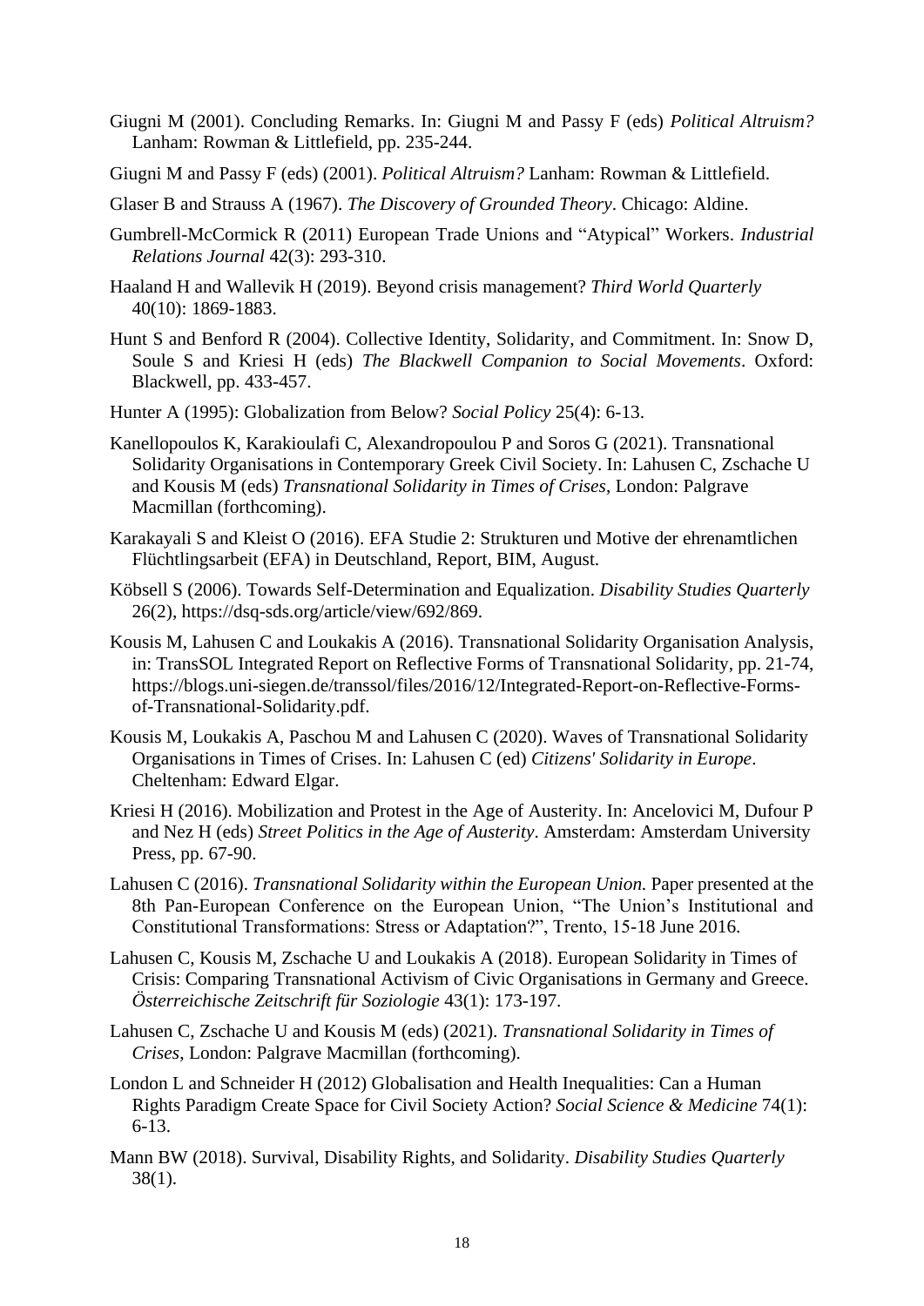Giugni M (2001). Concluding Remarks. In: Giugni M and Passy F (eds) *Political Altruism?* Lanham: Rowman & Littlefield, pp. 235-244.

Giugni M and Passy F (eds) (2001). *Political Altruism?* Lanham: Rowman & Littlefield.

Glaser B and Strauss A (1967). *The Discovery of Grounded Theory*. Chicago: Aldine.

Gumbrell-McCormick R (2011) European Trade Unions and "Atypical" Workers. *Industrial Relations Journal* 42(3): 293-310.

Haaland H and Wallevik H (2019). Beyond crisis management? *Third World Quarterly* 40(10): 1869-1883.

Hunt S and Benford R (2004). Collective Identity, Solidarity, and Commitment. In: Snow D, Soule S and Kriesi H (eds) *The Blackwell Companion to Social Movements*. Oxford: Blackwell, pp. 433-457.

Hunter A (1995): Globalization from Below? *Social Policy* 25(4): 6-13.

Kanellopoulos K, Karakioulafi C, Alexandropoulou P and Soros G (2021). Transnational Solidarity Organisations in Contemporary Greek Civil Society. In: Lahusen C, Zschache U and Kousis M (eds) *Transnational Solidarity in Times of Crises*, London: Palgrave Macmillan (forthcoming).

Karakayali S and Kleist O (2016). EFA Studie 2: Strukturen und Motive der ehrenamtlichen Flüchtlingsarbeit (EFA) in Deutschland, Report, BIM, August.

Köbsell S (2006). Towards Self-Determination and Equalization. *Disability Studies Quarterly* 26(2), https://dsq-sds.org/article/view/692/869.

Kousis M, Lahusen C and Loukakis A (2016). Transnational Solidarity Organisation Analysis, in: TransSOL Integrated Report on Reflective Forms of Transnational Solidarity, pp. 21-74, https://blogs.uni-siegen.de/transsol/files/2016/12/Integrated-Report-on-Reflective-Forms-of-Transnational-Solidarity.pdf.

Kousis M, Loukakis A, Paschou M and Lahusen C (2020). Waves of Transnational Solidarity Organisations in Times of Crises. In: Lahusen C (ed) *Citizens' Solidarity in Europe*. Cheltenham: Edward Elgar.

Kriesi H (2016). Mobilization and Protest in the Age of Austerity. In: Ancelovici M, Dufour P and Nez H (eds) *Street Politics in the Age of Austerity*. Amsterdam: Amsterdam University Press, pp. 67-90.

Lahusen C (2016). *Transnational Solidarity within the European Union.* Paper presented at the 8th Pan-European Conference on the European Union, "The Union's Institutional and Constitutional Transformations: Stress or Adaptation?", Trento, 15-18 June 2016.

Lahusen C, Kousis M, Zschache U and Loukakis A (2018). European Solidarity in Times of Crisis: Comparing Transnational Activism of Civic Organisations in Germany and Greece. *Österreichische Zeitschrift für Soziologie* 43(1): 173-197.

Lahusen C, Zschache U and Kousis M (eds) (2021). *Transnational Solidarity in Times of Crises*, London: Palgrave Macmillan (forthcoming).

London L and Schneider H (2012) Globalisation and Health Inequalities: Can a Human Rights Paradigm Create Space for Civil Society Action? *Social Science & Medicine* 74(1): 6-13.

Mann BW (2018). Survival, Disability Rights, and Solidarity. *Disability Studies Quarterly* 38(1).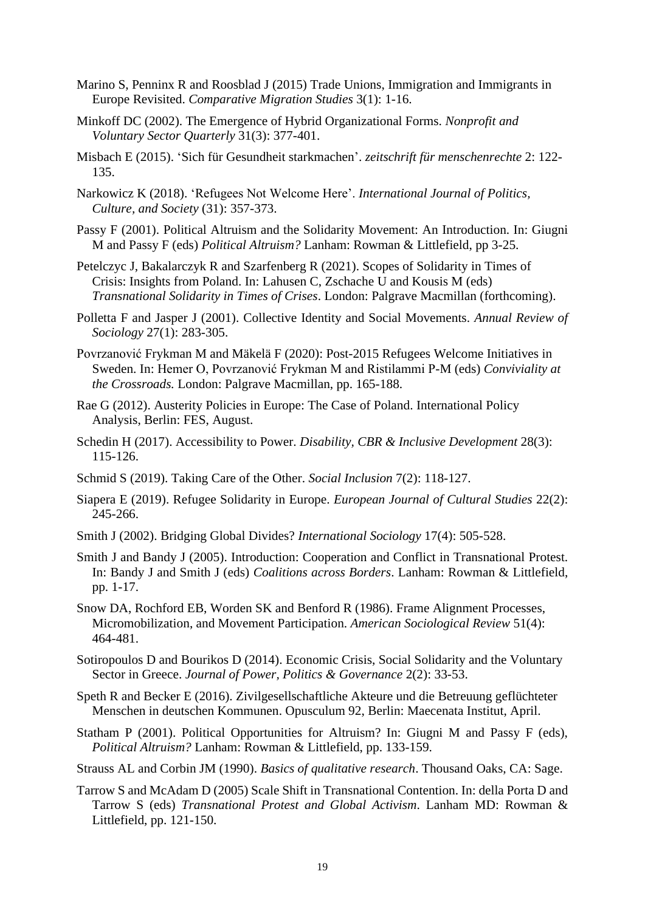Marino S, Penninx R and Roosblad J (2015) Trade Unions, Immigration and Immigrants in Europe Revisited. *Comparative Migration Studies* 3(1): 1-16.

Minkoff DC (2002). The Emergence of Hybrid Organizational Forms. *Nonprofit and Voluntary Sector Quarterly* 31(3): 377-401.

Misbach E (2015). 'Sich für Gesundheit starkmachen'. *zeitschrift für menschenrechte* 2: 122-135.

Narkowicz K (2018). 'Refugees Not Welcome Here'. *International Journal of Politics, Culture, and Society* (31): 357-373.

Passy F (2001). Political Altruism and the Solidarity Movement: An Introduction. In: Giugni M and Passy F (eds) *Political Altruism?* Lanham: Rowman & Littlefield, pp 3-25.

Petelczyc J, Bakalarczyk R and Szarfenberg R (2021). Scopes of Solidarity in Times of Crisis: Insights from Poland. In: Lahusen C, Zschache U and Kousis M (eds) *Transnational Solidarity in Times of Crises*. London: Palgrave Macmillan (forthcoming).

Polletta F and Jasper J (2001). Collective Identity and Social Movements. *Annual Review of Sociology* 27(1): 283-305.

Povrzanović Frykman M and Mäkelä F (2020): Post-2015 Refugees Welcome Initiatives in Sweden. In: Hemer O, Povrzanović Frykman M and Ristilammi P-M (eds) *Conviviality at the Crossroads.* London: Palgrave Macmillan, pp. 165-188.

Rae G (2012). Austerity Policies in Europe: The Case of Poland. International Policy Analysis, Berlin: FES, August.

Schedin H (2017). Accessibility to Power. *Disability, CBR & Inclusive Development* 28(3): 115-126.

Schmid S (2019). Taking Care of the Other. *Social Inclusion* 7(2): 118-127.

Siapera E (2019). Refugee Solidarity in Europe. *European Journal of Cultural Studies* 22(2): 245-266.

Smith J (2002). Bridging Global Divides? *International Sociology* 17(4): 505-528.

Smith J and Bandy J (2005). Introduction: Cooperation and Conflict in Transnational Protest. In: Bandy J and Smith J (eds) *Coalitions across Borders*. Lanham: Rowman & Littlefield, pp. 1-17.

Snow DA, Rochford EB, Worden SK and Benford R (1986). Frame Alignment Processes, Micromobilization, and Movement Participation. *American Sociological Review* 51(4): 464-481.

Sotiropoulos D and Bourikos D (2014). Economic Crisis, Social Solidarity and the Voluntary Sector in Greece. *Journal of Power, Politics & Governance* 2(2): 33-53.

Speth R and Becker E (2016). Zivilgesellschaftliche Akteure und die Betreuung geflüchteter Menschen in deutschen Kommunen. Opusculum 92, Berlin: Maecenata Institut, April.

Statham P (2001). Political Opportunities for Altruism? In: Giugni M and Passy F (eds), *Political Altruism?* Lanham: Rowman & Littlefield, pp. 133-159.

Strauss AL and Corbin JM (1990). *Basics of qualitative research*. Thousand Oaks, CA: Sage.

Tarrow S and McAdam D (2005) Scale Shift in Transnational Contention. In: della Porta D and Tarrow S (eds) *Transnational Protest and Global Activism*. Lanham MD: Rowman & Littlefield, pp. 121-150.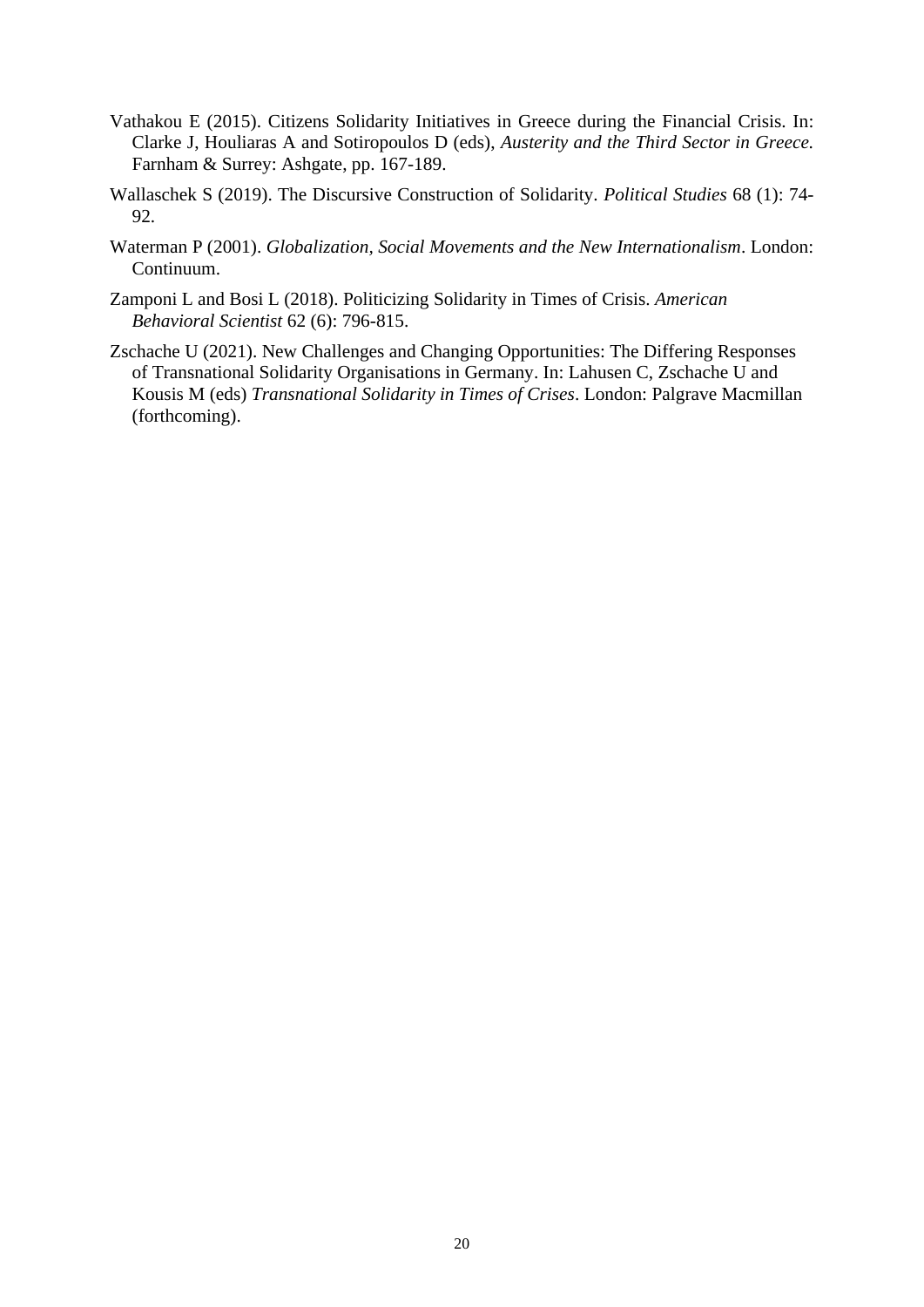Vathakou E (2015). Citizens Solidarity Initiatives in Greece during the Financial Crisis. In: Clarke J, Houliaras A and Sotiropoulos D (eds), *Austerity and the Third Sector in Greece.* Farnham & Surrey: Ashgate, pp. 167-189.

Wallaschek S (2019). The Discursive Construction of Solidarity. *Political Studies* 68 (1): 74-92.

Waterman P (2001). *Globalization, Social Movements and the New Internationalism*. London: Continuum.

Zamponi L and Bosi L (2018). Politicizing Solidarity in Times of Crisis. *American Behavioral Scientist* 62 (6): 796-815.

Zschache U (2021). New Challenges and Changing Opportunities: The Differing Responses of Transnational Solidarity Organisations in Germany. In: Lahusen C, Zschache U and Kousis M (eds) *Transnational Solidarity in Times of Crises*. London: Palgrave Macmillan (forthcoming).